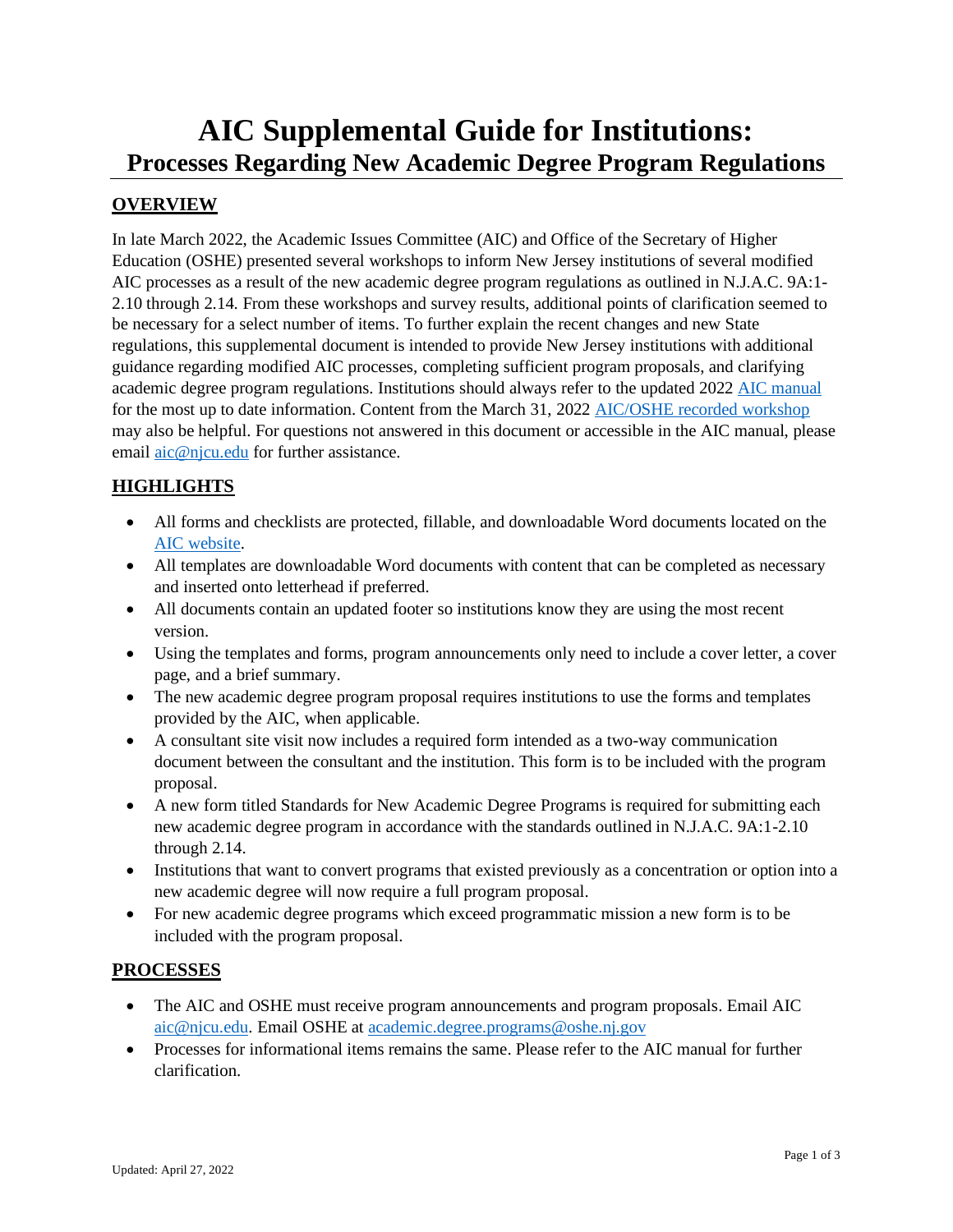# AIC Supplemental Guide for Institutions:
## Processes Regarding New Academic Degree Program Regulations

### OVERVIEW

In late March 2022, the Academic Issues Committee (AIC) and Office of the Secretary of Higher Education (OSHE) presented several workshops to inform New Jersey institutions of several modified AIC processes as a result of the new academic degree program regulations as outlined in N.J.A.C. 9A:1-2.10 through 2.14. From these workshops and survey results, additional points of clarification seemed to be necessary for a select number of items. To further explain the recent changes and new State regulations, this supplemental document is intended to provide New Jersey institutions with additional guidance regarding modified AIC processes, completing sufficient program proposals, and clarifying academic degree program regulations. Institutions should always refer to the updated 2022 AIC manual for the most up to date information. Content from the March 31, 2022 AIC/OSHE recorded workshop may also be helpful. For questions not answered in this document or accessible in the AIC manual, please email aic@njcu.edu for further assistance.

### HIGHLIGHTS

- All forms and checklists are protected, fillable, and downloadable Word documents located on the AIC website.
- All templates are downloadable Word documents with content that can be completed as necessary and inserted onto letterhead if preferred.
- All documents contain an updated footer so institutions know they are using the most recent version.
- Using the templates and forms, program announcements only need to include a cover letter, a cover page, and a brief summary.
- The new academic degree program proposal requires institutions to use the forms and templates provided by the AIC, when applicable.
- A consultant site visit now includes a required form intended as a two-way communication document between the consultant and the institution. This form is to be included with the program proposal.
- A new form titled Standards for New Academic Degree Programs is required for submitting each new academic degree program in accordance with the standards outlined in N.J.A.C. 9A:1-2.10 through 2.14.
- Institutions that want to convert programs that existed previously as a concentration or option into a new academic degree will now require a full program proposal.
- For new academic degree programs which exceed programmatic mission a new form is to be included with the program proposal.

### PROCESSES

- The AIC and OSHE must receive program announcements and program proposals. Email AIC aic@njcu.edu. Email OSHE at academic.degree.programs@oshe.nj.gov
- Processes for informational items remains the same. Please refer to the AIC manual for further clarification.

Updated: April 27, 2022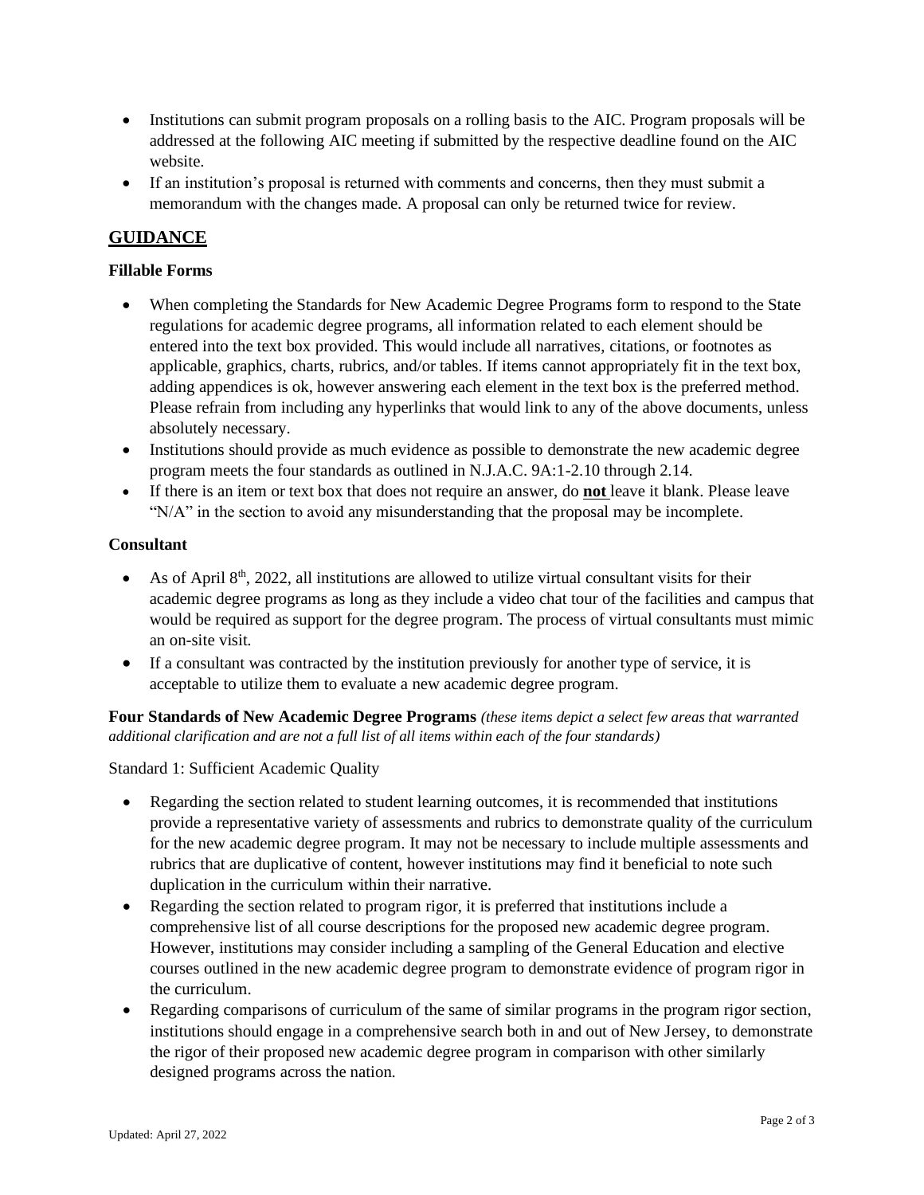- Institutions can submit program proposals on a rolling basis to the AIC. Program proposals will be addressed at the following AIC meeting if submitted by the respective deadline found on the AIC website.
- If an institution's proposal is returned with comments and concerns, then they must submit a memorandum with the changes made. A proposal can only be returned twice for review.

## GUIDANCE

### Fillable Forms

- When completing the Standards for New Academic Degree Programs form to respond to the State regulations for academic degree programs, all information related to each element should be entered into the text box provided. This would include all narratives, citations, or footnotes as applicable, graphics, charts, rubrics, and/or tables. If items cannot appropriately fit in the text box, adding appendices is ok, however answering each element in the text box is the preferred method. Please refrain from including any hyperlinks that would link to any of the above documents, unless absolutely necessary.
- Institutions should provide as much evidence as possible to demonstrate the new academic degree program meets the four standards as outlined in N.J.A.C. 9A:1-2.10 through 2.14.
- If there is an item or text box that does not require an answer, do **not** leave it blank. Please leave "N/A" in the section to avoid any misunderstanding that the proposal may be incomplete.

### Consultant

- As of April 8th, 2022, all institutions are allowed to utilize virtual consultant visits for their academic degree programs as long as they include a video chat tour of the facilities and campus that would be required as support for the degree program. The process of virtual consultants must mimic an on-site visit.
- If a consultant was contracted by the institution previously for another type of service, it is acceptable to utilize them to evaluate a new academic degree program.

**Four Standards of New Academic Degree Programs** *(these items depict a select few areas that warranted additional clarification and are not a full list of all items within each of the four standards)*

Standard 1: Sufficient Academic Quality

- Regarding the section related to student learning outcomes, it is recommended that institutions provide a representative variety of assessments and rubrics to demonstrate quality of the curriculum for the new academic degree program. It may not be necessary to include multiple assessments and rubrics that are duplicative of content, however institutions may find it beneficial to note such duplication in the curriculum within their narrative.
- Regarding the section related to program rigor, it is preferred that institutions include a comprehensive list of all course descriptions for the proposed new academic degree program. However, institutions may consider including a sampling of the General Education and elective courses outlined in the new academic degree program to demonstrate evidence of program rigor in the curriculum.
- Regarding comparisons of curriculum of the same of similar programs in the program rigor section, institutions should engage in a comprehensive search both in and out of New Jersey, to demonstrate the rigor of their proposed new academic degree program in comparison with other similarly designed programs across the nation.

Updated: April 27, 2022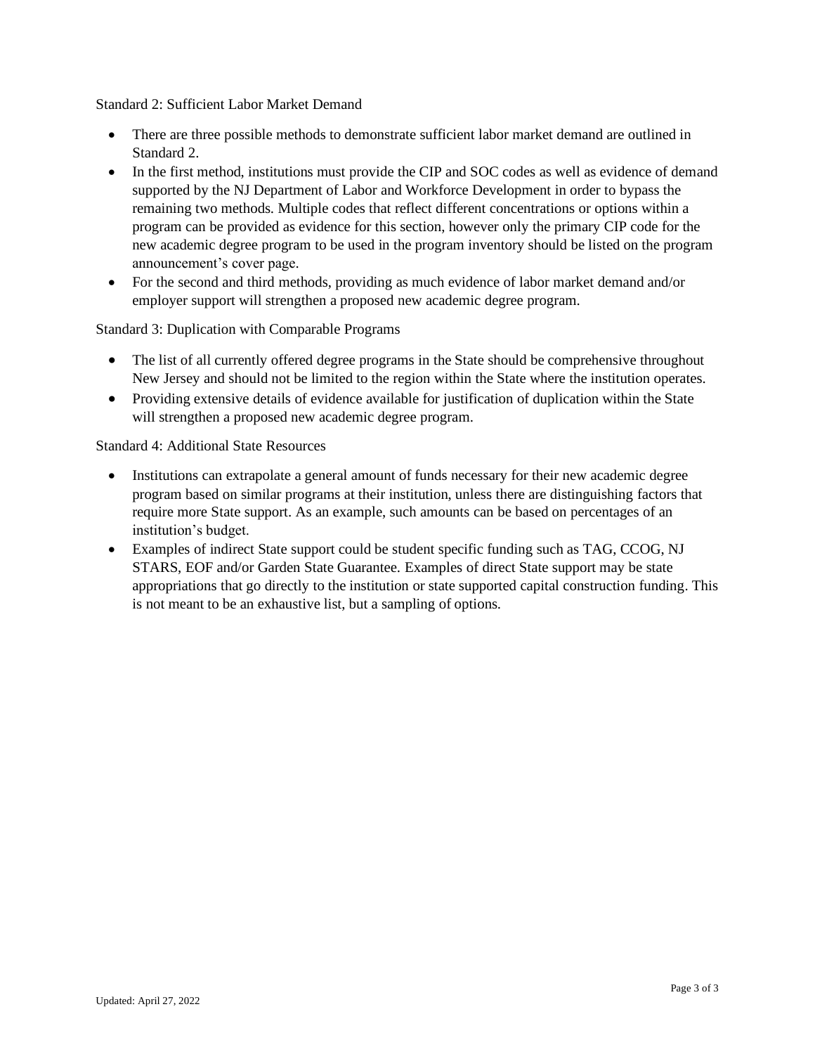Standard 2: Sufficient Labor Market Demand

- There are three possible methods to demonstrate sufficient labor market demand are outlined in Standard 2.
- In the first method, institutions must provide the CIP and SOC codes as well as evidence of demand supported by the NJ Department of Labor and Workforce Development in order to bypass the remaining two methods. Multiple codes that reflect different concentrations or options within a program can be provided as evidence for this section, however only the primary CIP code for the new academic degree program to be used in the program inventory should be listed on the program announcement's cover page.
- For the second and third methods, providing as much evidence of labor market demand and/or employer support will strengthen a proposed new academic degree program.

Standard 3: Duplication with Comparable Programs

- The list of all currently offered degree programs in the State should be comprehensive throughout New Jersey and should not be limited to the region within the State where the institution operates.
- Providing extensive details of evidence available for justification of duplication within the State will strengthen a proposed new academic degree program.

Standard 4: Additional State Resources

- Institutions can extrapolate a general amount of funds necessary for their new academic degree program based on similar programs at their institution, unless there are distinguishing factors that require more State support. As an example, such amounts can be based on percentages of an institution's budget.
- Examples of indirect State support could be student specific funding such as TAG, CCOG, NJ STARS, EOF and/or Garden State Guarantee. Examples of direct State support may be state appropriations that go directly to the institution or state supported capital construction funding. This is not meant to be an exhaustive list, but a sampling of options.

Updated: April 27, 2022